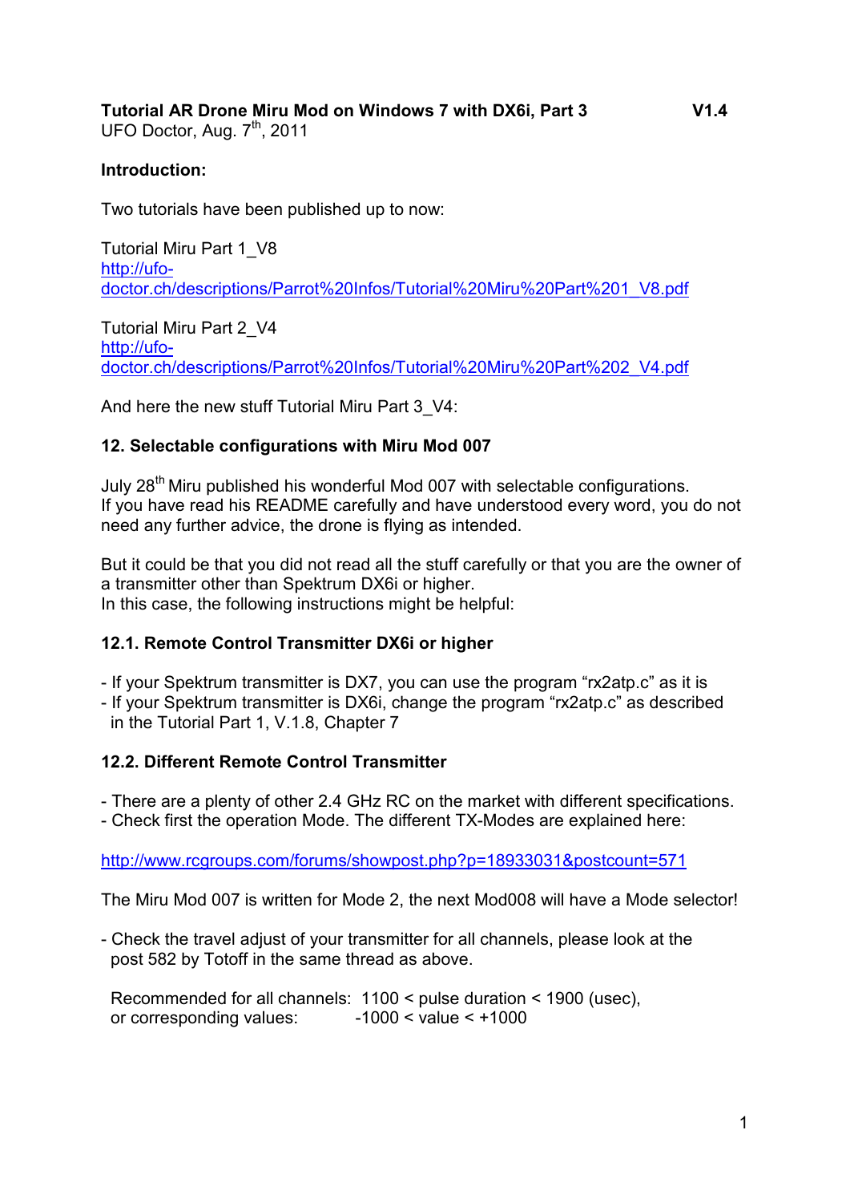**Tutorial AR Drone Miru Mod on Windows 7 with DX6i, Part 3 V1.4**
UFO Doctor, Aug. 7th, 2011

**Introduction:**

Two tutorials have been published up to now:

Tutorial Miru Part 1_V8
[http://ufo-doctor.ch/descriptions/Parrot%20Infos/Tutorial%20Miru%20Part%201_V8.pdf](http://ufo-doctor.ch/descriptions/Parrot%20Infos/Tutorial%20Miru%20Part%201_V8.pdf)

Tutorial Miru Part 2_V4
[http://ufo-doctor.ch/descriptions/Parrot%20Infos/Tutorial%20Miru%20Part%202_V4.pdf](http://ufo-doctor.ch/descriptions/Parrot%20Infos/Tutorial%20Miru%20Part%202_V4.pdf)

And here the new stuff Tutorial Miru Part 3_V4:

**12. Selectable configurations with Miru Mod 007**

July 28th Miru published his wonderful Mod 007 with selectable configurations.
If you have read his README carefully and have understood every word, you do not need any further advice, the drone is flying as intended.

But it could be that you did not read all the stuff carefully or that you are the owner of a transmitter other than Spektrum DX6i or higher.
In this case, the following instructions might be helpful:

**12.1. Remote Control Transmitter DX6i or higher**

- If your Spektrum transmitter is DX7, you can use the program "rx2atp.c" as it is
- If your Spektrum transmitter is DX6i, change the program "rx2atp.c" as described in the Tutorial Part 1, V.1.8, Chapter 7

**12.2. Different Remote Control Transmitter**

- There are a plenty of other 2.4 GHz RC on the market with different specifications.
- Check first the operation Mode. The different TX-Modes are explained here:

[http://www.rcgroups.com/forums/showpost.php?p=18933031&postcount=571](http://www.rcgroups.com/forums/showpost.php?p=18933031&postcount=571)

The Miru Mod 007 is written for Mode 2, the next Mod008 will have a Mode selector!

- Check the travel adjust of your transmitter for all channels, please look at the post 582 by Totoff in the same thread as above.

  Recommended for all channels: 1100 < pulse duration < 1900 (usec),
  or corresponding values: -1000 < value < +1000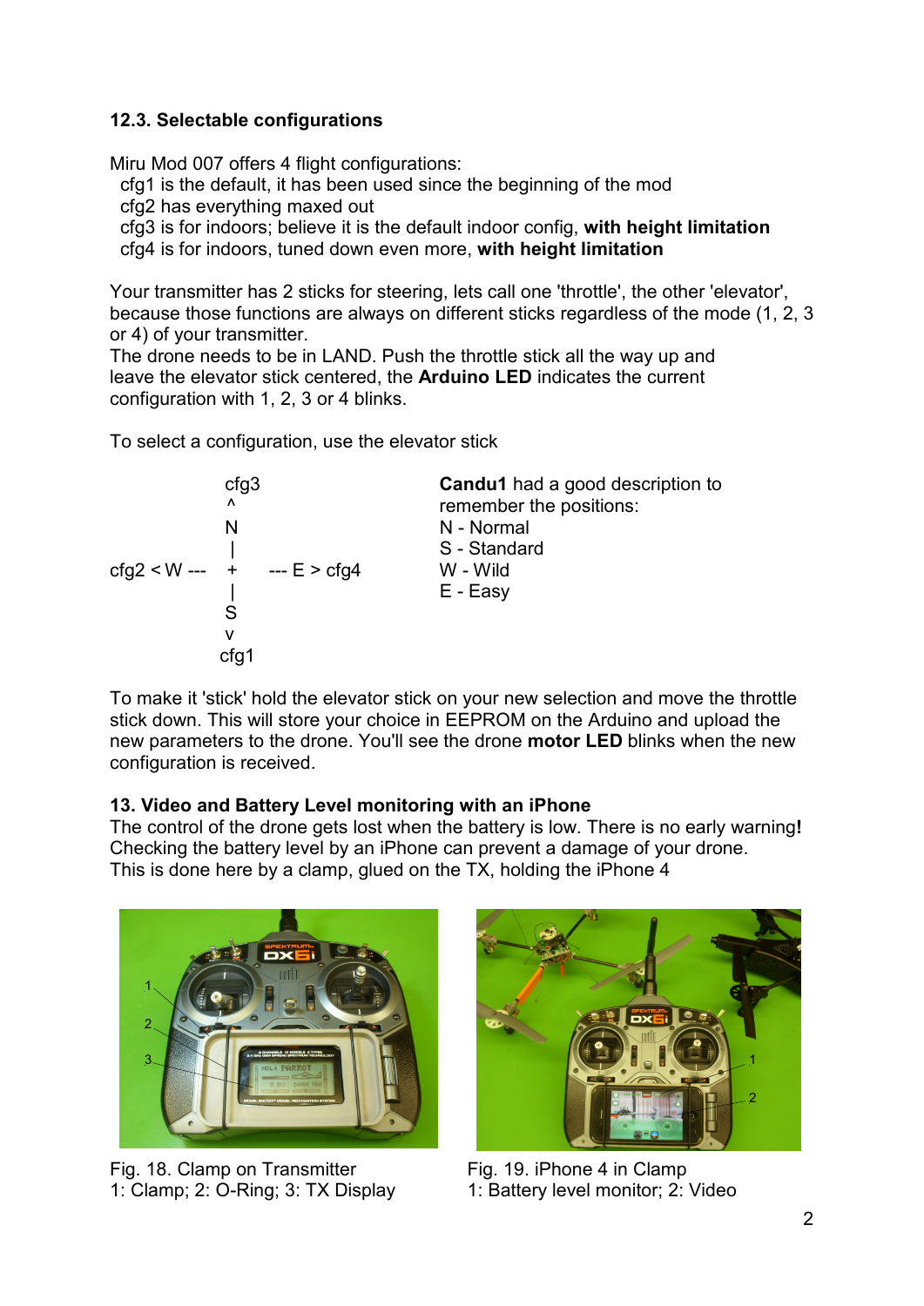## 12.3. Selectable configurations

Miru Mod 007 offers 4 flight configurations:

cfg1 is the default, it has been used since the beginning of the mod
cfg2 has everything maxed out
cfg3 is for indoors; believe it is the default indoor config, **with height limitation**
cfg4 is for indoors, tuned down even more, **with height limitation**

Your transmitter has 2 sticks for steering, lets call one 'throttle', the other 'elevator', because those functions are always on different sticks regardless of the mode (1, 2, 3 or 4) of your transmitter.
The drone needs to be in LAND. Push the throttle stick all the way up and leave the elevator stick centered, the **Arduino LED** indicates the current configuration with 1, 2, 3 or 4 blinks.

To select a configuration, use the elevator stick

```
              cfg3
               ^
               N
               |
cfg2 < W ---   +    --- E > cfg4
               |
               S
               v
              cfg1
```

**Candu1** had a good description to remember the positions:
N - Normal
S - Standard
W - Wild
E - Easy

To make it 'stick' hold the elevator stick on your new selection and move the throttle stick down. This will store your choice in EEPROM on the Arduino and upload the new parameters to the drone. You'll see the drone **motor LED** blinks when the new configuration is received.

## 13. Video and Battery Level monitoring with an iPhone

The control of the drone gets lost when the battery is low. There is no early warning**!**
Checking the battery level by an iPhone can prevent a damage of your drone.
This is done here by a clamp, glued on the TX, holding the iPhone 4

Fig. 18. Clamp on Transmitter
1: Clamp; 2: O-Ring; 3: TX Display

Fig. 19. iPhone 4 in Clamp
1: Battery level monitor; 2: Video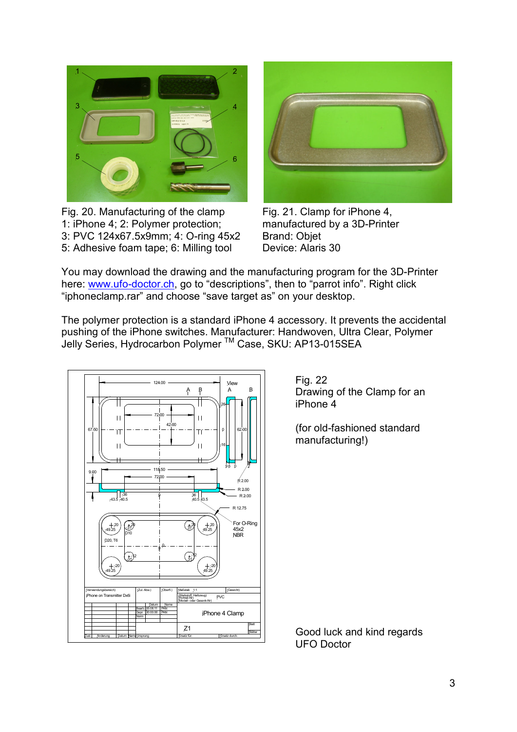Fig. 20. Manufacturing of the clamp
1: iPhone 4; 2: Polymer protection;
3: PVC 124x67.5x9mm; 4: O-ring 45x2
5: Adhesive foam tape; 6: Milling tool

Fig. 21. Clamp for iPhone 4,
manufactured by a 3D-Printer
Brand: Objet
Device: Alaris 30

You may download the drawing and the manufacturing program for the 3D-Printer here: [www.ufo-doctor.ch](http://www.ufo-doctor.ch), go to “descriptions”, then to “parrot info”. Right click “iphoneclamp.rar” and choose “save target as” on your desktop.

The polymer protection is a standard iPhone 4 accessory. It prevents the accidental pushing of the iPhone switches. Manufacturer: Handwoven, Ultra Clear, Polymer Jelly Series, Hydrocarbon Polymer ™ Case, SKU: AP13-015SEA

Fig. 22
Drawing of the Clamp for an iPhone 4

(for old-fashioned standard manufacturing!)

Good luck and kind regards
UFO Doctor